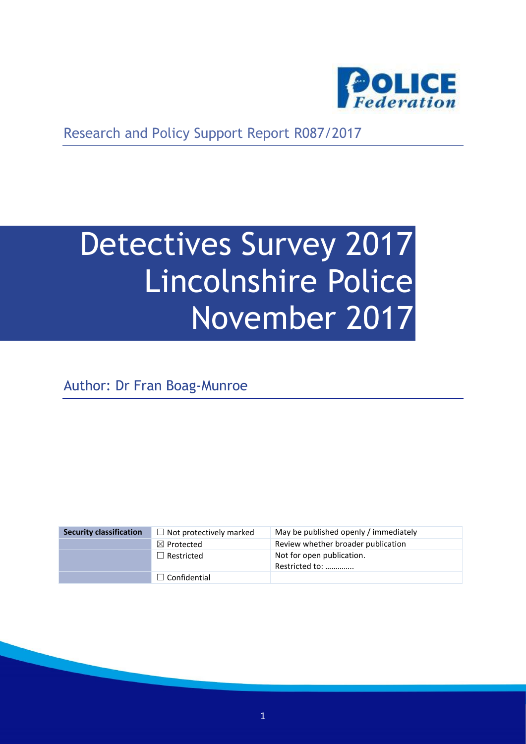Research and Policy Support Report R087/2017

# Detectives Survey 2017 Lincolnshire Police November 2017

Author: Dr Fran Boag-Munroe

| Security classification | ☐ Not protectively marked | May be published openly / immediately |
|---|---|---|
| | ☒ Protected | Review whether broader publication |
| | ☐ Restricted | Not for open publication. Restricted to: ………….. |
| | ☐ Confidential | |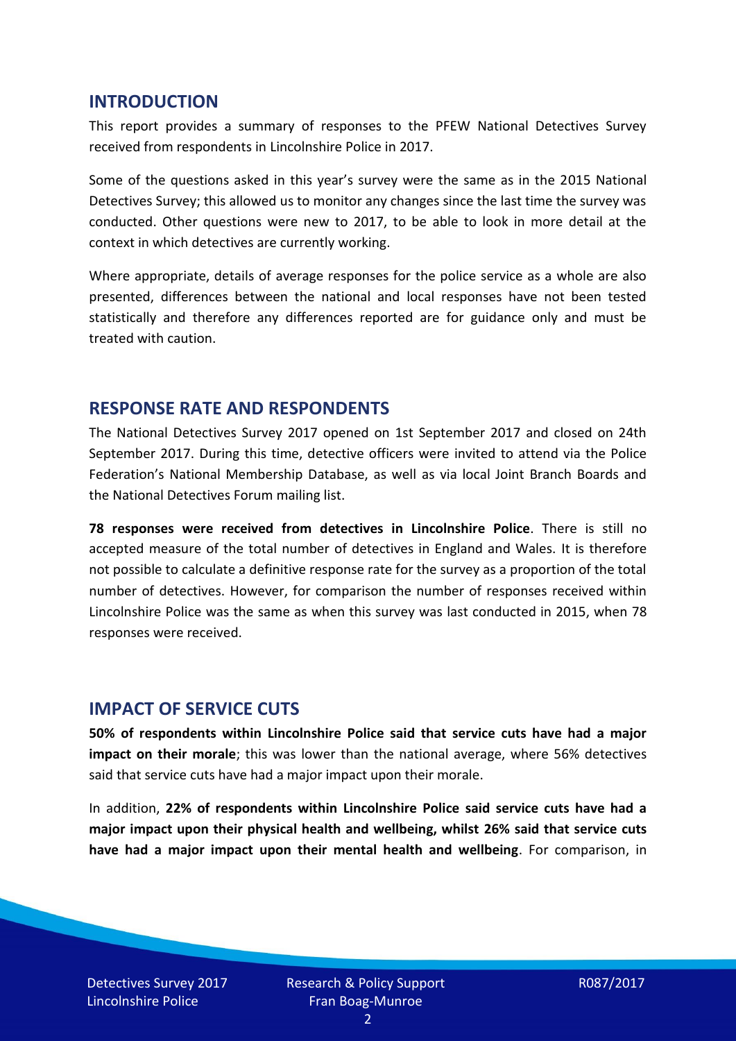## INTRODUCTION

This report provides a summary of responses to the PFEW National Detectives Survey received from respondents in Lincolnshire Police in 2017.

Some of the questions asked in this year's survey were the same as in the 2015 National Detectives Survey; this allowed us to monitor any changes since the last time the survey was conducted. Other questions were new to 2017, to be able to look in more detail at the context in which detectives are currently working.

Where appropriate, details of average responses for the police service as a whole are also presented, differences between the national and local responses have not been tested statistically and therefore any differences reported are for guidance only and must be treated with caution.

## RESPONSE RATE AND RESPONDENTS

The National Detectives Survey 2017 opened on 1st September 2017 and closed on 24th September 2017. During this time, detective officers were invited to attend via the Police Federation's National Membership Database, as well as via local Joint Branch Boards and the National Detectives Forum mailing list.

**78 responses were received from detectives in Lincolnshire Police**. There is still no accepted measure of the total number of detectives in England and Wales. It is therefore not possible to calculate a definitive response rate for the survey as a proportion of the total number of detectives. However, for comparison the number of responses received within Lincolnshire Police was the same as when this survey was last conducted in 2015, when 78 responses were received.

## IMPACT OF SERVICE CUTS

**50% of respondents within Lincolnshire Police said that service cuts have had a major impact on their morale**; this was lower than the national average, where 56% detectives said that service cuts have had a major impact upon their morale.

In addition, **22% of respondents within Lincolnshire Police said service cuts have had a major impact upon their physical health and wellbeing, whilst 26% said that service cuts have had a major impact upon their mental health and wellbeing**. For comparison, in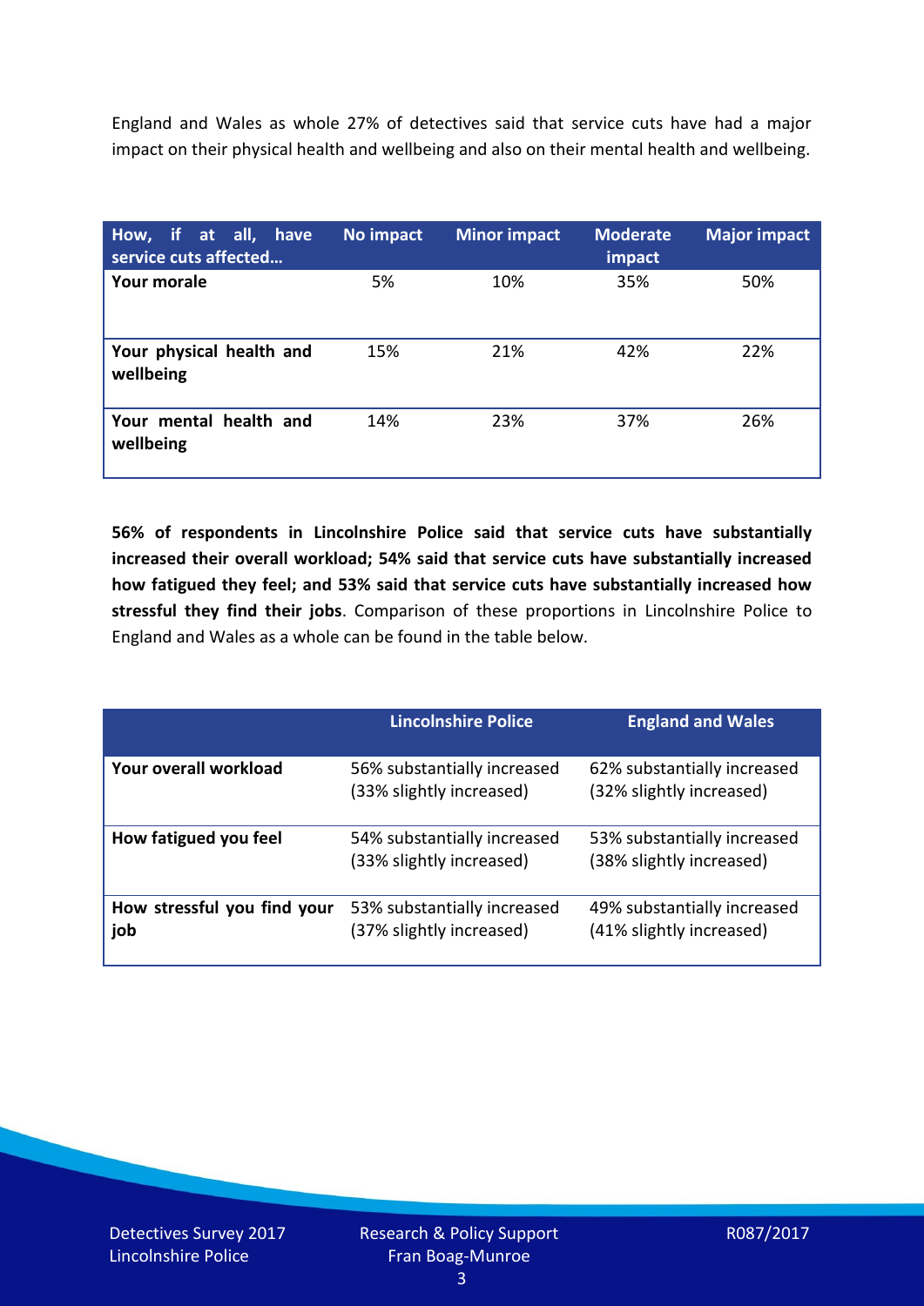England and Wales as whole 27% of detectives said that service cuts have had a major impact on their physical health and wellbeing and also on their mental health and wellbeing.

| How, if at all, have service cuts affected… | No impact | Minor impact | Moderate impact | Major impact |
|---|---|---|---|---|
| **Your morale** | 5% | 10% | 35% | 50% |
| **Your physical health and wellbeing** | 15% | 21% | 42% | 22% |
| **Your mental health and wellbeing** | 14% | 23% | 37% | 26% |

**56% of respondents in Lincolnshire Police said that service cuts have substantially increased their overall workload; 54% said that service cuts have substantially increased how fatigued they feel; and 53% said that service cuts have substantially increased how stressful they find their jobs**. Comparison of these proportions in Lincolnshire Police to England and Wales as a whole can be found in the table below.

| | Lincolnshire Police | England and Wales |
|---|---|---|
| **Your overall workload** | 56% substantially increased (33% slightly increased) | 62% substantially increased (32% slightly increased) |
| **How fatigued you feel** | 54% substantially increased (33% slightly increased) | 53% substantially increased (38% slightly increased) |
| **How stressful you find your job** | 53% substantially increased (37% slightly increased) | 49% substantially increased (41% slightly increased) |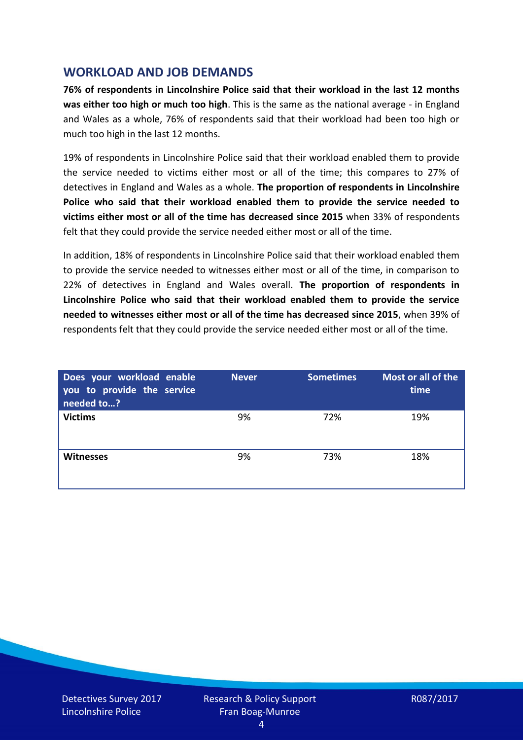## WORKLOAD AND JOB DEMANDS

**76% of respondents in Lincolnshire Police said that their workload in the last 12 months was either too high or much too high**. This is the same as the national average - in England and Wales as a whole, 76% of respondents said that their workload had been too high or much too high in the last 12 months.

19% of respondents in Lincolnshire Police said that their workload enabled them to provide the service needed to victims either most or all of the time; this compares to 27% of detectives in England and Wales as a whole. **The proportion of respondents in Lincolnshire Police who said that their workload enabled them to provide the service needed to victims either most or all of the time has decreased since 2015** when 33% of respondents felt that they could provide the service needed either most or all of the time.

In addition, 18% of respondents in Lincolnshire Police said that their workload enabled them to provide the service needed to witnesses either most or all of the time, in comparison to 22% of detectives in England and Wales overall. **The proportion of respondents in Lincolnshire Police who said that their workload enabled them to provide the service needed to witnesses either most or all of the time has decreased since 2015**, when 39% of respondents felt that they could provide the service needed either most or all of the time.

| Does your workload enable you to provide the service needed to…? | Never | Sometimes | Most or all of the time |
|---|---|---|---|
| **Victims** | 9% | 72% | 19% |
| **Witnesses** | 9% | 73% | 18% |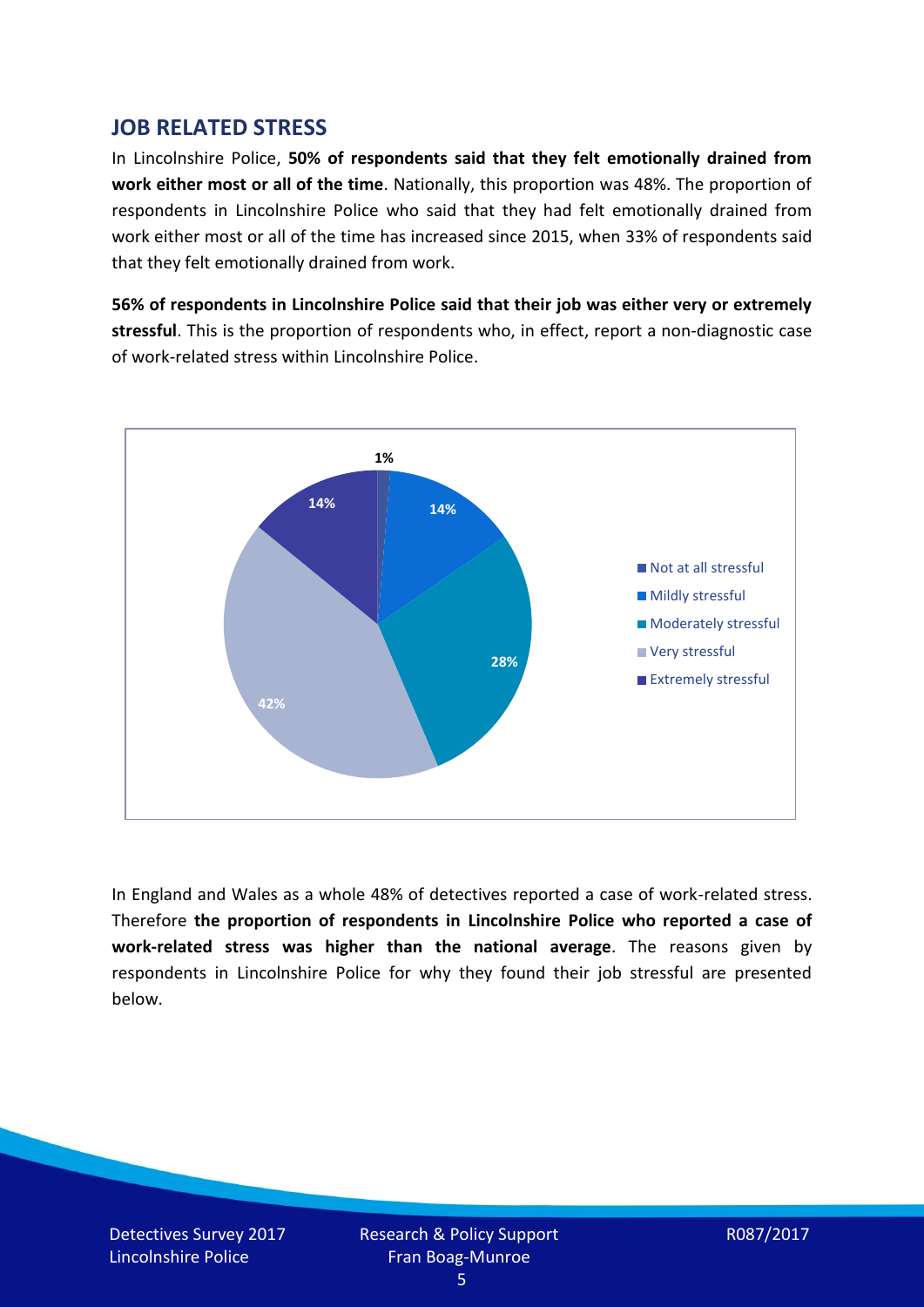## JOB RELATED STRESS

In Lincolnshire Police, **50% of respondents said that they felt emotionally drained from work either most or all of the time**. Nationally, this proportion was 48%. The proportion of respondents in Lincolnshire Police who said that they had felt emotionally drained from work either most or all of the time has increased since 2015, when 33% of respondents said that they felt emotionally drained from work.

**56% of respondents in Lincolnshire Police said that their job was either very or extremely stressful**. This is the proportion of respondents who, in effect, report a non-diagnostic case of work-related stress within Lincolnshire Police.

| Response | Percentage |
| --- | --- |
| Not at all stressful | 1% |
| Mildly stressful | 14% |
| Moderately stressful | 28% |
| Very stressful | 42% |
| Extremely stressful | 14% |

In England and Wales as a whole 48% of detectives reported a case of work-related stress. Therefore **the proportion of respondents in Lincolnshire Police who reported a case of work-related stress was higher than the national average**. The reasons given by respondents in Lincolnshire Police for why they found their job stressful are presented below.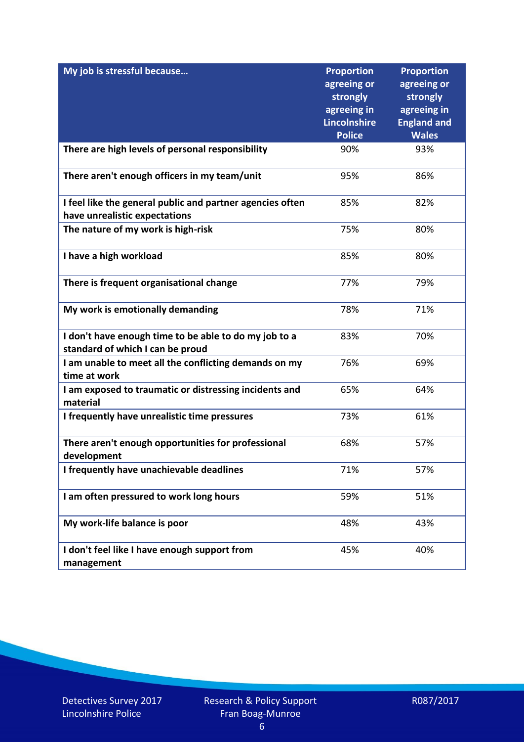| My job is stressful because… | Proportion agreeing or strongly agreeing in Lincolnshire Police | Proportion agreeing or strongly agreeing in England and Wales |
|---|---|---|
| **There are high levels of personal responsibility** | 90% | 93% |
| **There aren't enough officers in my team/unit** | 95% | 86% |
| **I feel like the general public and partner agencies often have unrealistic expectations** | 85% | 82% |
| **The nature of my work is high-risk** | 75% | 80% |
| **I have a high workload** | 85% | 80% |
| **There is frequent organisational change** | 77% | 79% |
| **My work is emotionally demanding** | 78% | 71% |
| **I don't have enough time to be able to do my job to a standard of which I can be proud** | 83% | 70% |
| **I am unable to meet all the conflicting demands on my time at work** | 76% | 69% |
| **I am exposed to traumatic or distressing incidents and material** | 65% | 64% |
| **I frequently have unrealistic time pressures** | 73% | 61% |
| **There aren't enough opportunities for professional development** | 68% | 57% |
| **I frequently have unachievable deadlines** | 71% | 57% |
| **I am often pressured to work long hours** | 59% | 51% |
| **My work-life balance is poor** | 48% | 43% |
| **I don't feel like I have enough support from management** | 45% | 40% |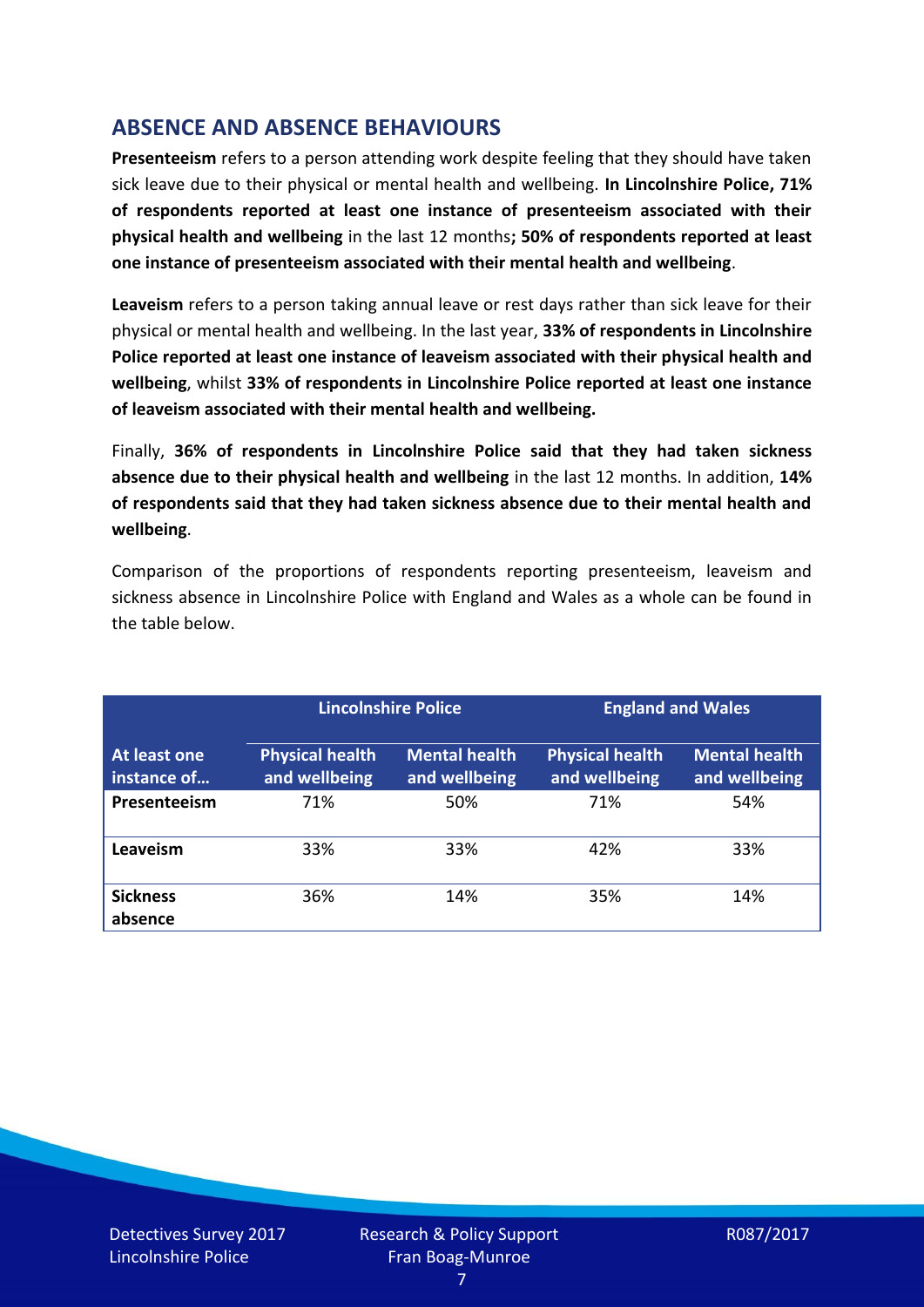## ABSENCE AND ABSENCE BEHAVIOURS

**Presenteeism** refers to a person attending work despite feeling that they should have taken sick leave due to their physical or mental health and wellbeing. **In Lincolnshire Police, 71% of respondents reported at least one instance of presenteeism associated with their physical health and wellbeing** in the last 12 months**; 50% of respondents reported at least one instance of presenteeism associated with their mental health and wellbeing**.

**Leaveism** refers to a person taking annual leave or rest days rather than sick leave for their physical or mental health and wellbeing. In the last year, **33% of respondents in Lincolnshire Police reported at least one instance of leaveism associated with their physical health and wellbeing**, whilst **33% of respondents in Lincolnshire Police reported at least one instance of leaveism associated with their mental health and wellbeing.**

Finally, **36% of respondents in Lincolnshire Police said that they had taken sickness absence due to their physical health and wellbeing** in the last 12 months. In addition, **14% of respondents said that they had taken sickness absence due to their mental health and wellbeing**.

Comparison of the proportions of respondents reporting presenteeism, leaveism and sickness absence in Lincolnshire Police with England and Wales as a whole can be found in the table below.

| | Lincolnshire Police | | England and Wales | |
|---|---|---|---|---|
| **At least one instance of…** | **Physical health and wellbeing** | **Mental health and wellbeing** | **Physical health and wellbeing** | **Mental health and wellbeing** |
| **Presenteeism** | 71% | 50% | 71% | 54% |
| **Leaveism** | 33% | 33% | 42% | 33% |
| **Sickness absence** | 36% | 14% | 35% | 14% |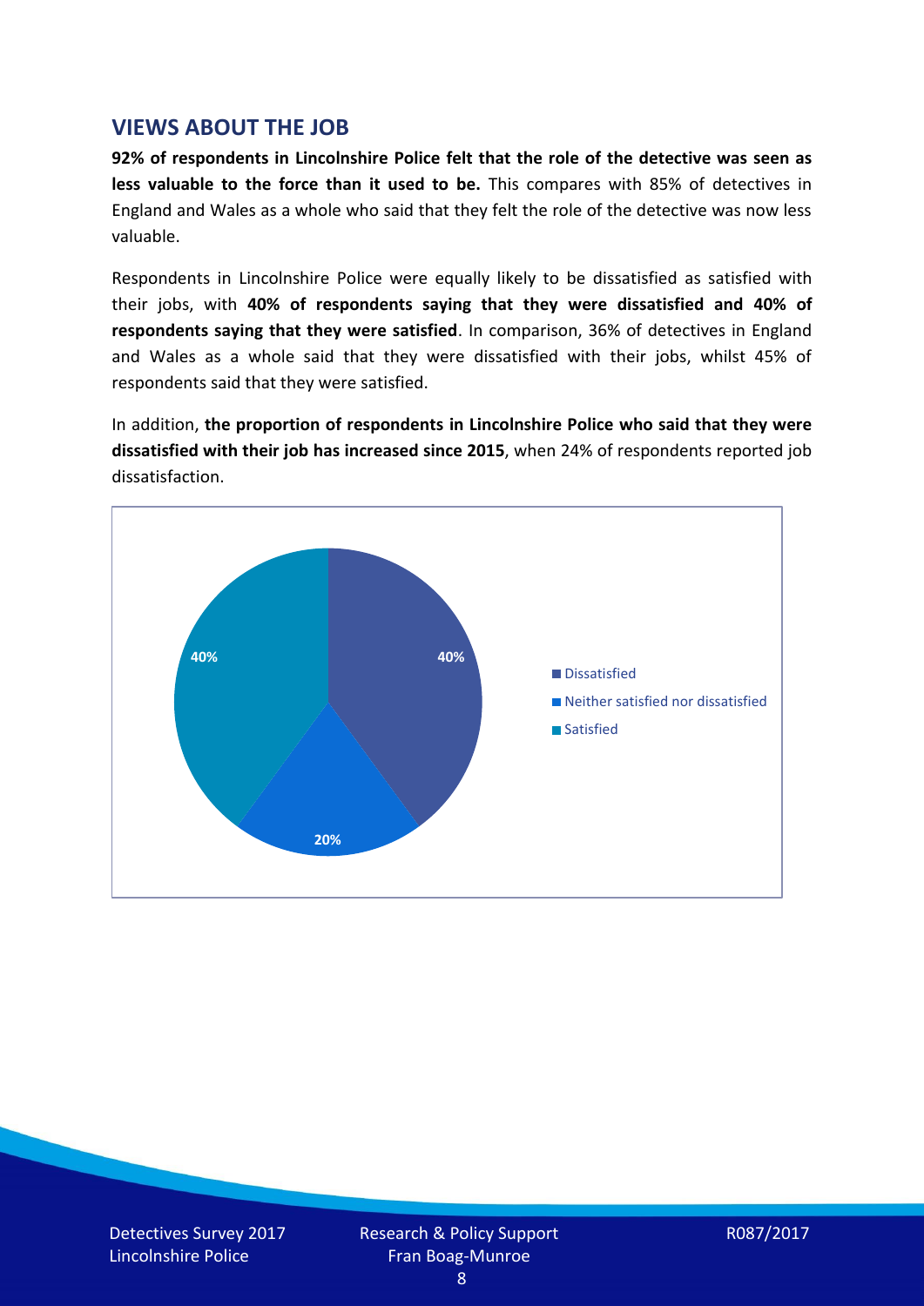## VIEWS ABOUT THE JOB

**92% of respondents in Lincolnshire Police felt that the role of the detective was seen as less valuable to the force than it used to be.** This compares with 85% of detectives in England and Wales as a whole who said that they felt the role of the detective was now less valuable.

Respondents in Lincolnshire Police were equally likely to be dissatisfied as satisfied with their jobs, with **40% of respondents saying that they were dissatisfied and 40% of respondents saying that they were satisfied**. In comparison, 36% of detectives in England and Wales as a whole said that they were dissatisfied with their jobs, whilst 45% of respondents said that they were satisfied.

In addition, **the proportion of respondents in Lincolnshire Police who said that they were dissatisfied with their job has increased since 2015**, when 24% of respondents reported job dissatisfaction.

| Response | Percentage |
|---|---|
| Dissatisfied | 40% |
| Neither satisfied nor dissatisfied | 20% |
| Satisfied | 40% |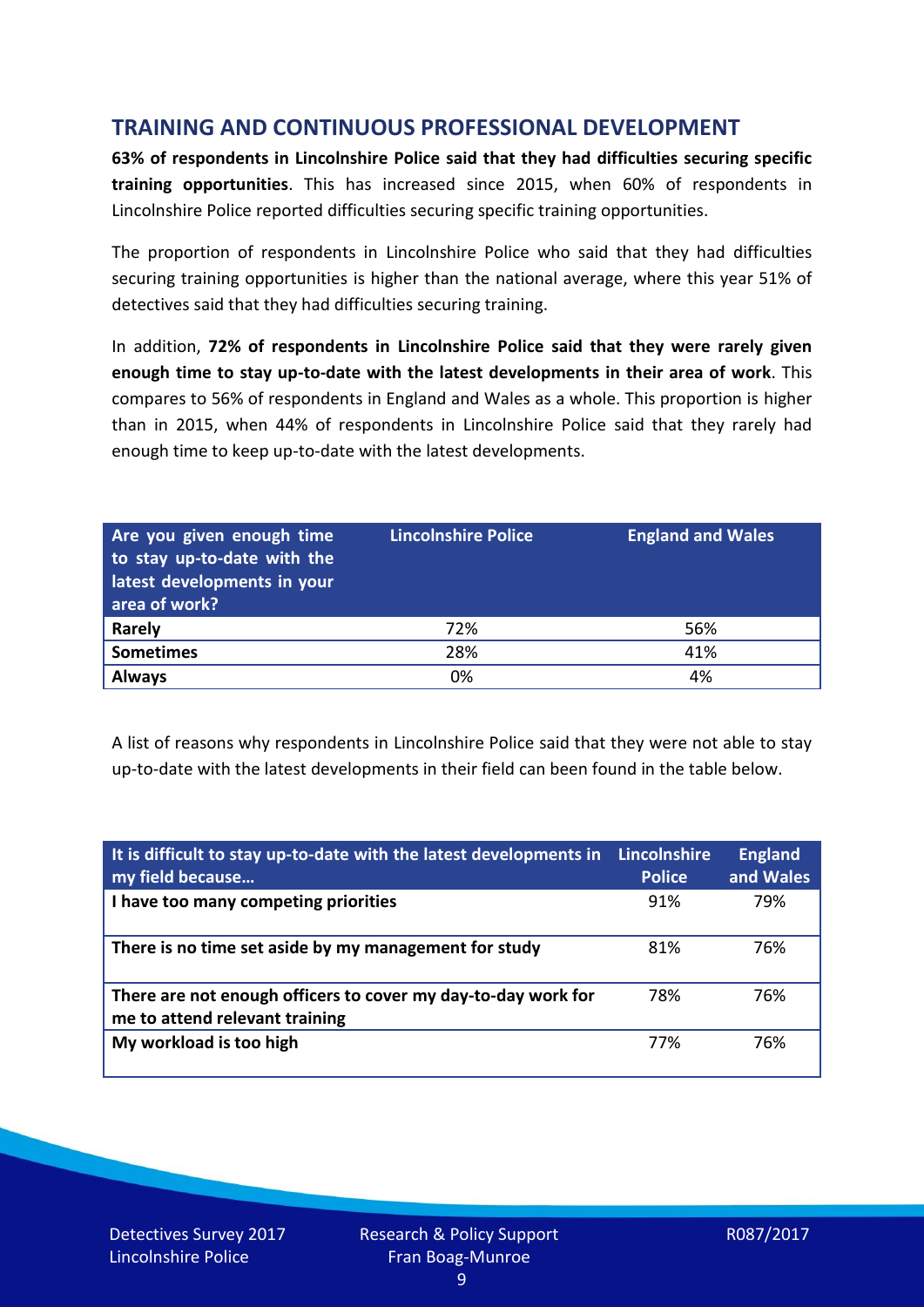## TRAINING AND CONTINUOUS PROFESSIONAL DEVELOPMENT

**63% of respondents in Lincolnshire Police said that they had difficulties securing specific training opportunities**. This has increased since 2015, when 60% of respondents in Lincolnshire Police reported difficulties securing specific training opportunities.

The proportion of respondents in Lincolnshire Police who said that they had difficulties securing training opportunities is higher than the national average, where this year 51% of detectives said that they had difficulties securing training.

In addition, **72% of respondents in Lincolnshire Police said that they were rarely given enough time to stay up-to-date with the latest developments in their area of work**. This compares to 56% of respondents in England and Wales as a whole. This proportion is higher than in 2015, when 44% of respondents in Lincolnshire Police said that they rarely had enough time to keep up-to-date with the latest developments.

| Are you given enough time to stay up-to-date with the latest developments in your area of work? | Lincolnshire Police | England and Wales |
|---|---|---|
| **Rarely** | 72% | 56% |
| **Sometimes** | 28% | 41% |
| **Always** | 0% | 4% |

A list of reasons why respondents in Lincolnshire Police said that they were not able to stay up-to-date with the latest developments in their field can been found in the table below.

| It is difficult to stay up-to-date with the latest developments in my field because… | Lincolnshire Police | England and Wales |
|---|---|---|
| **I have too many competing priorities** | 91% | 79% |
| **There is no time set aside by my management for study** | 81% | 76% |
| **There are not enough officers to cover my day-to-day work for me to attend relevant training** | 78% | 76% |
| **My workload is too high** | 77% | 76% |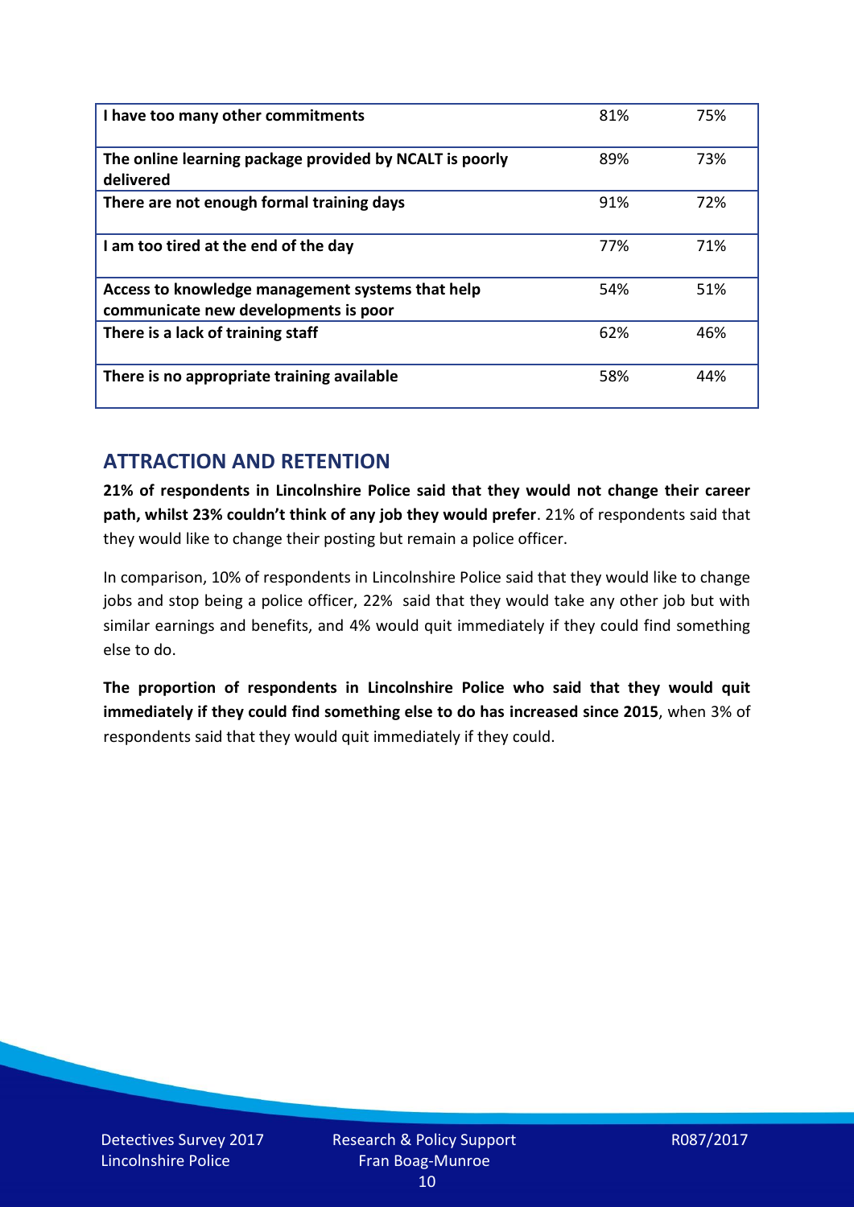| | | |
|---|---|---|
| **I have too many other commitments** | 81% | 75% |
| **The online learning package provided by NCALT is poorly delivered** | 89% | 73% |
| **There are not enough formal training days** | 91% | 72% |
| **I am too tired at the end of the day** | 77% | 71% |
| **Access to knowledge management systems that help communicate new developments is poor** | 54% | 51% |
| **There is a lack of training staff** | 62% | 46% |
| **There is no appropriate training available** | 58% | 44% |

## ATTRACTION AND RETENTION

**21% of respondents in Lincolnshire Police said that they would not change their career path, whilst 23% couldn't think of any job they would prefer**. 21% of respondents said that they would like to change their posting but remain a police officer.

In comparison, 10% of respondents in Lincolnshire Police said that they would like to change jobs and stop being a police officer, 22% said that they would take any other job but with similar earnings and benefits, and 4% would quit immediately if they could find something else to do.

**The proportion of respondents in Lincolnshire Police who said that they would quit immediately if they could find something else to do has increased since 2015**, when 3% of respondents said that they would quit immediately if they could.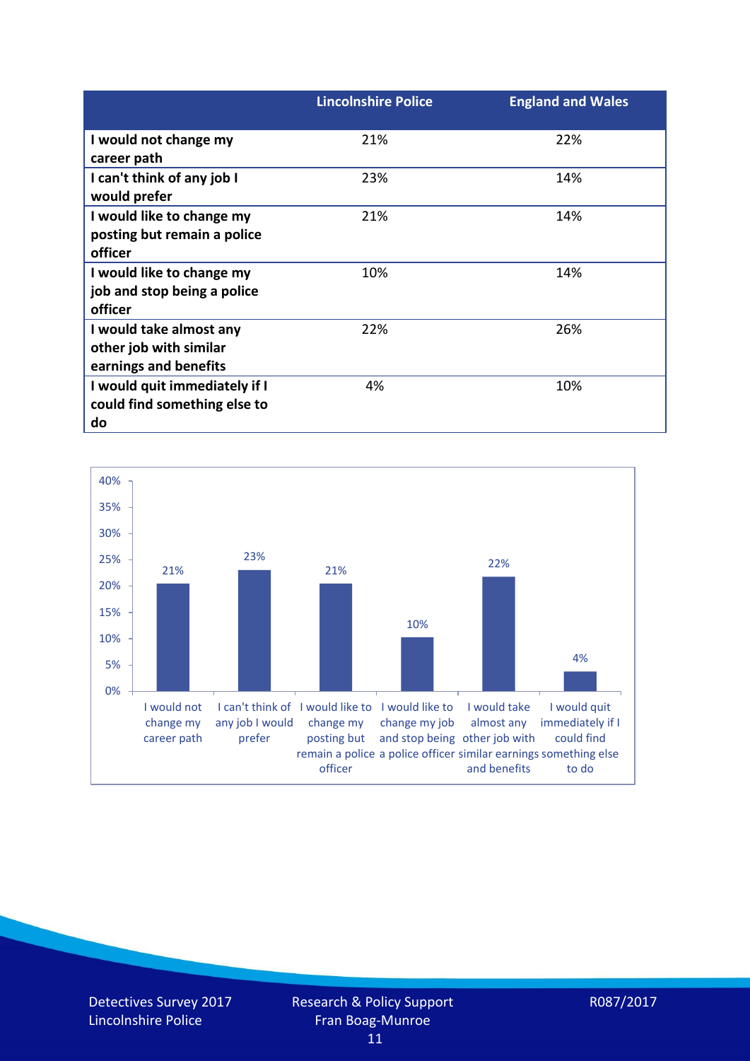| | Lincolnshire Police | England and Wales |
|---|---|---|
| I would not change my career path | 21% | 22% |
| I can't think of any job I would prefer | 23% | 14% |
| I would like to change my posting but remain a police officer | 21% | 14% |
| I would like to change my job and stop being a police officer | 10% | 14% |
| I would take almost any other job with similar earnings and benefits | 22% | 26% |
| I would quit immediately if I could find something else to do | 4% | 10% |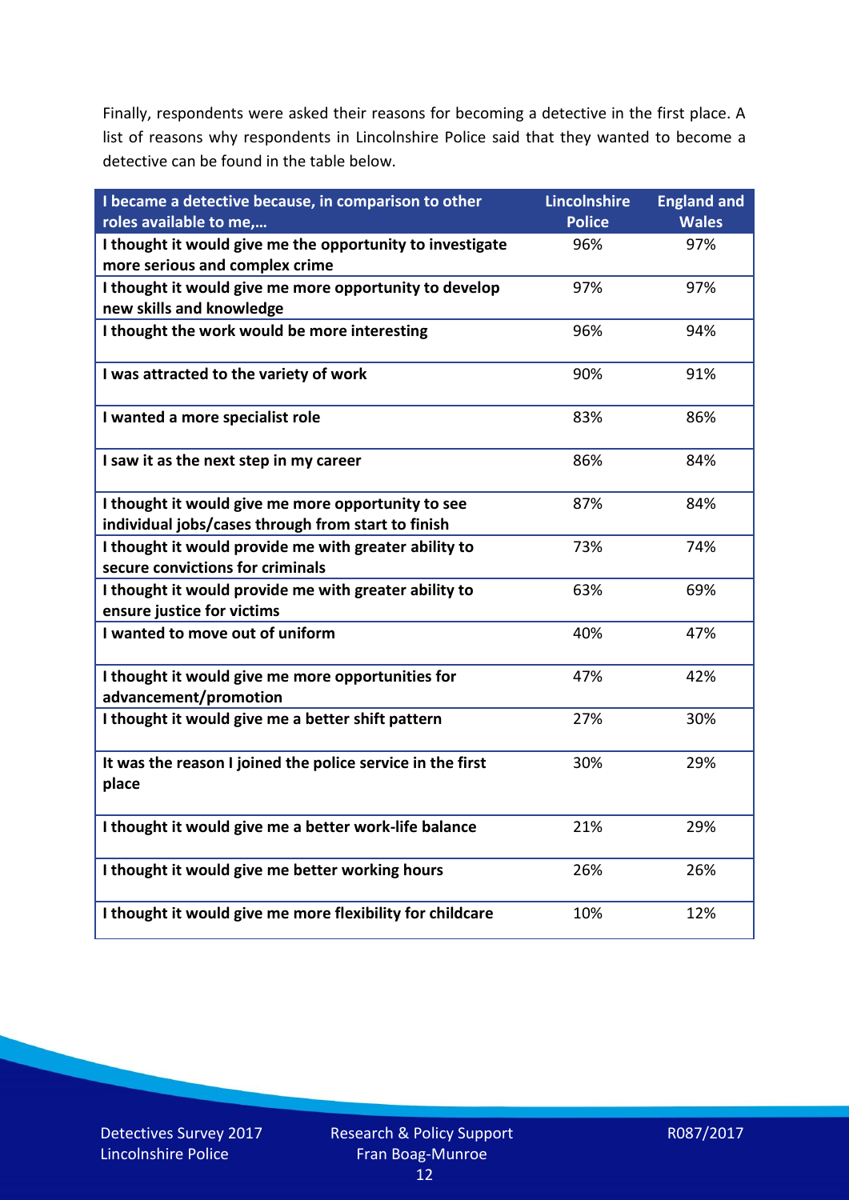Finally, respondents were asked their reasons for becoming a detective in the first place. A list of reasons why respondents in Lincolnshire Police said that they wanted to become a detective can be found in the table below.

| I became a detective because, in comparison to other roles available to me,… | Lincolnshire Police | England and Wales |
|---|---|---|
| I thought it would give me the opportunity to investigate more serious and complex crime | 96% | 97% |
| I thought it would give me more opportunity to develop new skills and knowledge | 97% | 97% |
| I thought the work would be more interesting | 96% | 94% |
| I was attracted to the variety of work | 90% | 91% |
| I wanted a more specialist role | 83% | 86% |
| I saw it as the next step in my career | 86% | 84% |
| I thought it would give me more opportunity to see individual jobs/cases through from start to finish | 87% | 84% |
| I thought it would provide me with greater ability to secure convictions for criminals | 73% | 74% |
| I thought it would provide me with greater ability to ensure justice for victims | 63% | 69% |
| I wanted to move out of uniform | 40% | 47% |
| I thought it would give me more opportunities for advancement/promotion | 47% | 42% |
| I thought it would give me a better shift pattern | 27% | 30% |
| It was the reason I joined the police service in the first place | 30% | 29% |
| I thought it would give me a better work-life balance | 21% | 29% |
| I thought it would give me better working hours | 26% | 26% |
| I thought it would give me more flexibility for childcare | 10% | 12% |